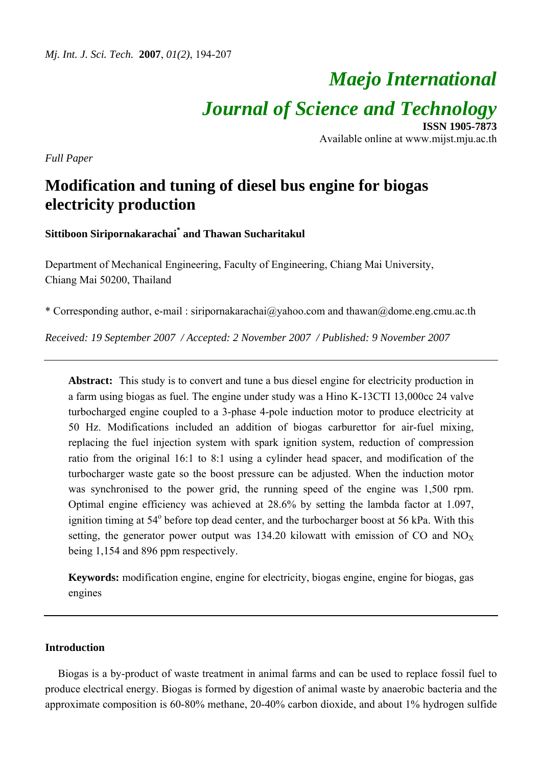# Maejo International Journal of Science and Technology

**ISSN 1905-7873**
Available online at www.mijst.mju.ac.th

*Full Paper*

# Modification and tuning of diesel bus engine for biogas electricity production

**Sittiboon Siripornakarachai\* and Thawan Sucharitakul**

Department of Mechanical Engineering, Faculty of Engineering, Chiang Mai University, Chiang Mai 50200, Thailand

\* Corresponding author, e-mail : siripornakarachai@yahoo.com and thawan@dome.eng.cmu.ac.th

*Received: 19 September 2007 / Accepted: 2 November 2007 / Published: 9 November 2007*

---

**Abstract:** This study is to convert and tune a bus diesel engine for electricity production in a farm using biogas as fuel. The engine under study was a Hino K-13CTI 13,000cc 24 valve turbocharged engine coupled to a 3-phase 4-pole induction motor to produce electricity at 50 Hz. Modifications included an addition of biogas carburettor for air-fuel mixing, replacing the fuel injection system with spark ignition system, reduction of compression ratio from the original 16:1 to 8:1 using a cylinder head spacer, and modification of the turbocharger waste gate so the boost pressure can be adjusted. When the induction motor was synchronised to the power grid, the running speed of the engine was 1,500 rpm. Optimal engine efficiency was achieved at 28.6% by setting the lambda factor at 1.097, ignition timing at 54$^{o}$ before top dead center, and the turbocharger boost at 56 kPa. With this setting, the generator power output was 134.20 kilowatt with emission of CO and $NO_X$ being 1,154 and 896 ppm respectively.

**Keywords:** modification engine, engine for electricity, biogas engine, engine for biogas, gas engines

---

## Introduction

Biogas is a by-product of waste treatment in animal farms and can be used to replace fossil fuel to produce electrical energy. Biogas is formed by digestion of animal waste by anaerobic bacteria and the approximate composition is 60-80% methane, 20-40% carbon dioxide, and about 1% hydrogen sulfide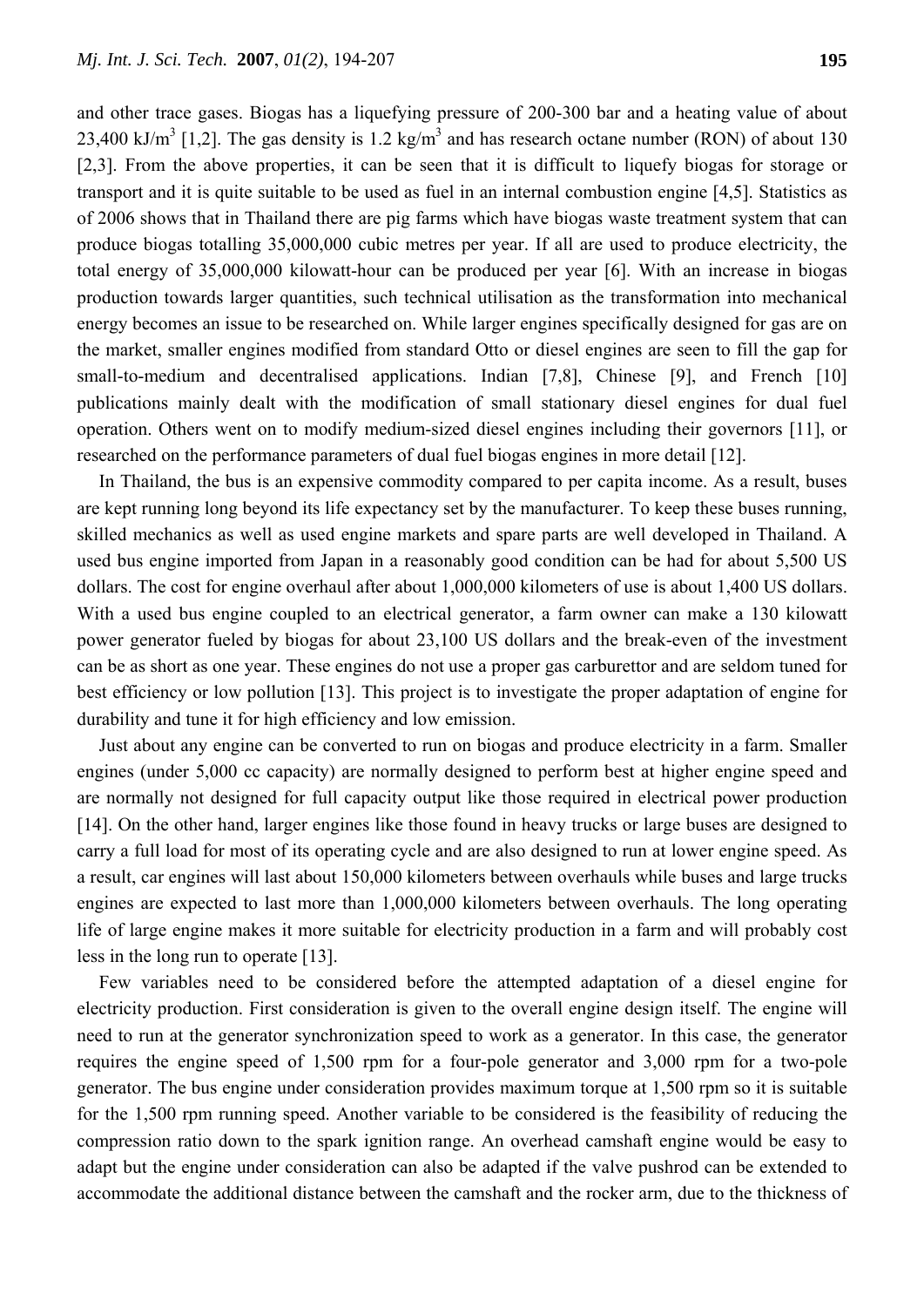and other trace gases. Biogas has a liquefying pressure of 200-300 bar and a heating value of about 23,400 kJ/m$^3$ [1,2]. The gas density is 1.2 kg/m$^3$ and has research octane number (RON) of about 130 [2,3]. From the above properties, it can be seen that it is difficult to liquefy biogas for storage or transport and it is quite suitable to be used as fuel in an internal combustion engine [4,5]. Statistics as of 2006 shows that in Thailand there are pig farms which have biogas waste treatment system that can produce biogas totalling 35,000,000 cubic metres per year. If all are used to produce electricity, the total energy of 35,000,000 kilowatt-hour can be produced per year [6]. With an increase in biogas production towards larger quantities, such technical utilisation as the transformation into mechanical energy becomes an issue to be researched on. While larger engines specifically designed for gas are on the market, smaller engines modified from standard Otto or diesel engines are seen to fill the gap for small-to-medium and decentralised applications. Indian [7,8], Chinese [9], and French [10] publications mainly dealt with the modification of small stationary diesel engines for dual fuel operation. Others went on to modify medium-sized diesel engines including their governors [11], or researched on the performance parameters of dual fuel biogas engines in more detail [12].

In Thailand, the bus is an expensive commodity compared to per capita income. As a result, buses are kept running long beyond its life expectancy set by the manufacturer. To keep these buses running, skilled mechanics as well as used engine markets and spare parts are well developed in Thailand. A used bus engine imported from Japan in a reasonably good condition can be had for about 5,500 US dollars. The cost for engine overhaul after about 1,000,000 kilometers of use is about 1,400 US dollars. With a used bus engine coupled to an electrical generator, a farm owner can make a 130 kilowatt power generator fueled by biogas for about 23,100 US dollars and the break-even of the investment can be as short as one year. These engines do not use a proper gas carburettor and are seldom tuned for best efficiency or low pollution [13]. This project is to investigate the proper adaptation of engine for durability and tune it for high efficiency and low emission.

Just about any engine can be converted to run on biogas and produce electricity in a farm. Smaller engines (under 5,000 cc capacity) are normally designed to perform best at higher engine speed and are normally not designed for full capacity output like those required in electrical power production [14]. On the other hand, larger engines like those found in heavy trucks or large buses are designed to carry a full load for most of its operating cycle and are also designed to run at lower engine speed. As a result, car engines will last about 150,000 kilometers between overhauls while buses and large trucks engines are expected to last more than 1,000,000 kilometers between overhauls. The long operating life of large engine makes it more suitable for electricity production in a farm and will probably cost less in the long run to operate [13].

Few variables need to be considered before the attempted adaptation of a diesel engine for electricity production. First consideration is given to the overall engine design itself. The engine will need to run at the generator synchronization speed to work as a generator. In this case, the generator requires the engine speed of 1,500 rpm for a four-pole generator and 3,000 rpm for a two-pole generator. The bus engine under consideration provides maximum torque at 1,500 rpm so it is suitable for the 1,500 rpm running speed. Another variable to be considered is the feasibility of reducing the compression ratio down to the spark ignition range. An overhead camshaft engine would be easy to adapt but the engine under consideration can also be adapted if the valve pushrod can be extended to accommodate the additional distance between the camshaft and the rocker arm, due to the thickness of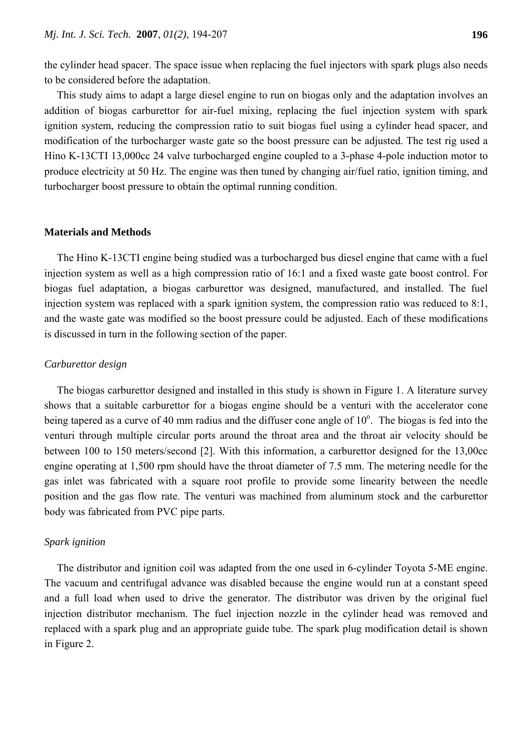the cylinder head spacer. The space issue when replacing the fuel injectors with spark plugs also needs to be considered before the adaptation.

This study aims to adapt a large diesel engine to run on biogas only and the adaptation involves an addition of biogas carburettor for air-fuel mixing, replacing the fuel injection system with spark ignition system, reducing the compression ratio to suit biogas fuel using a cylinder head spacer, and modification of the turbocharger waste gate so the boost pressure can be adjusted. The test rig used a Hino K-13CTI 13,000cc 24 valve turbocharged engine coupled to a 3-phase 4-pole induction motor to produce electricity at 50 Hz. The engine was then tuned by changing air/fuel ratio, ignition timing, and turbocharger boost pressure to obtain the optimal running condition.

## Materials and Methods

The Hino K-13CTI engine being studied was a turbocharged bus diesel engine that came with a fuel injection system as well as a high compression ratio of 16:1 and a fixed waste gate boost control. For biogas fuel adaptation, a biogas carburettor was designed, manufactured, and installed. The fuel injection system was replaced with a spark ignition system, the compression ratio was reduced to 8:1, and the waste gate was modified so the boost pressure could be adjusted. Each of these modifications is discussed in turn in the following section of the paper.

### *Carburettor design*

The biogas carburettor designed and installed in this study is shown in Figure 1. A literature survey shows that a suitable carburettor for a biogas engine should be a venturi with the accelerator cone being tapered as a curve of 40 mm radius and the diffuser cone angle of $10^{o}$. The biogas is fed into the venturi through multiple circular ports around the throat area and the throat air velocity should be between 100 to 150 meters/second [2]. With this information, a carburettor designed for the 13,00cc engine operating at 1,500 rpm should have the throat diameter of 7.5 mm. The metering needle for the gas inlet was fabricated with a square root profile to provide some linearity between the needle position and the gas flow rate. The venturi was machined from aluminum stock and the carburettor body was fabricated from PVC pipe parts.

### *Spark ignition*

The distributor and ignition coil was adapted from the one used in 6-cylinder Toyota 5-ME engine. The vacuum and centrifugal advance was disabled because the engine would run at a constant speed and a full load when used to drive the generator. The distributor was driven by the original fuel injection distributor mechanism. The fuel injection nozzle in the cylinder head was removed and replaced with a spark plug and an appropriate guide tube. The spark plug modification detail is shown in Figure 2.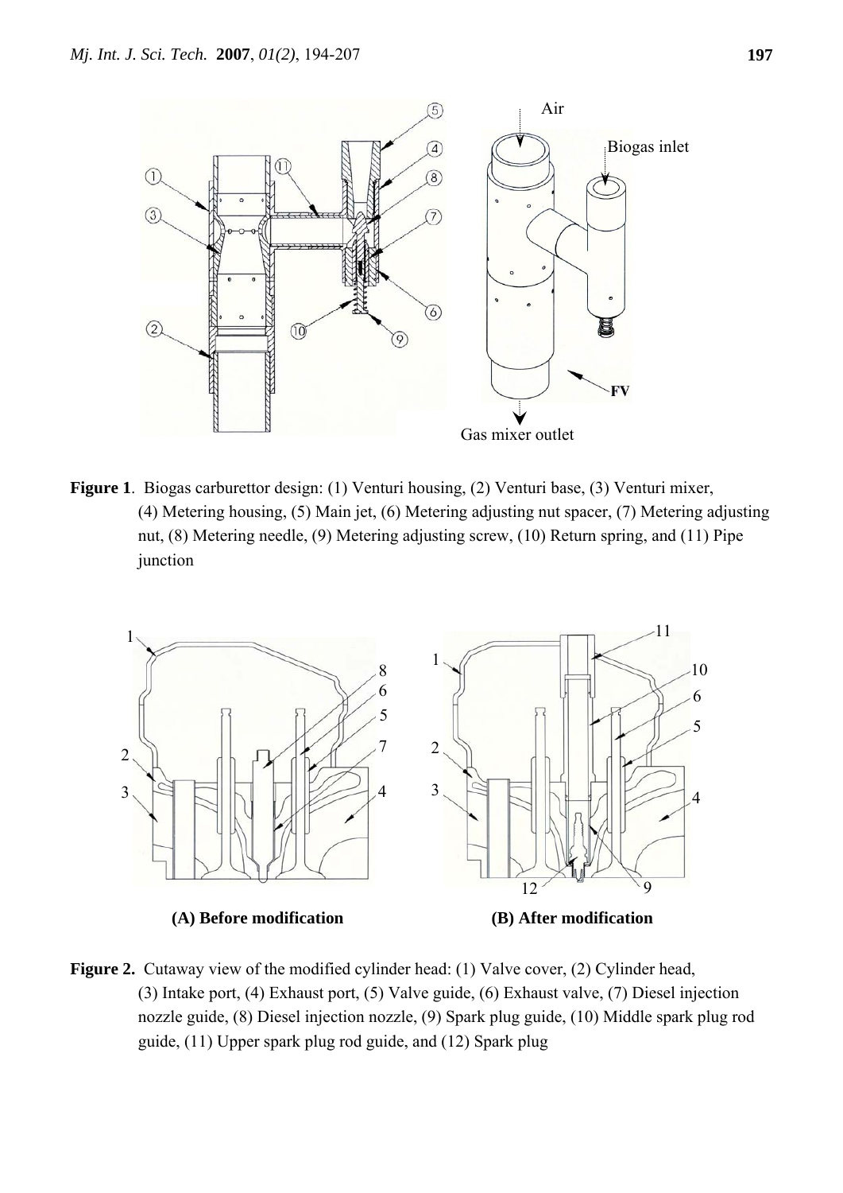**Figure 1**. Biogas carburettor design: (1) Venturi housing, (2) Venturi base, (3) Venturi mixer, (4) Metering housing, (5) Main jet, (6) Metering adjusting nut spacer, (7) Metering adjusting nut, (8) Metering needle, (9) Metering adjusting screw, (10) Return spring, and (11) Pipe junction

**Figure 2.** Cutaway view of the modified cylinder head: (1) Valve cover, (2) Cylinder head, (3) Intake port, (4) Exhaust port, (5) Valve guide, (6) Exhaust valve, (7) Diesel injection nozzle guide, (8) Diesel injection nozzle, (9) Spark plug guide, (10) Middle spark plug rod guide, (11) Upper spark plug rod guide, and (12) Spark plug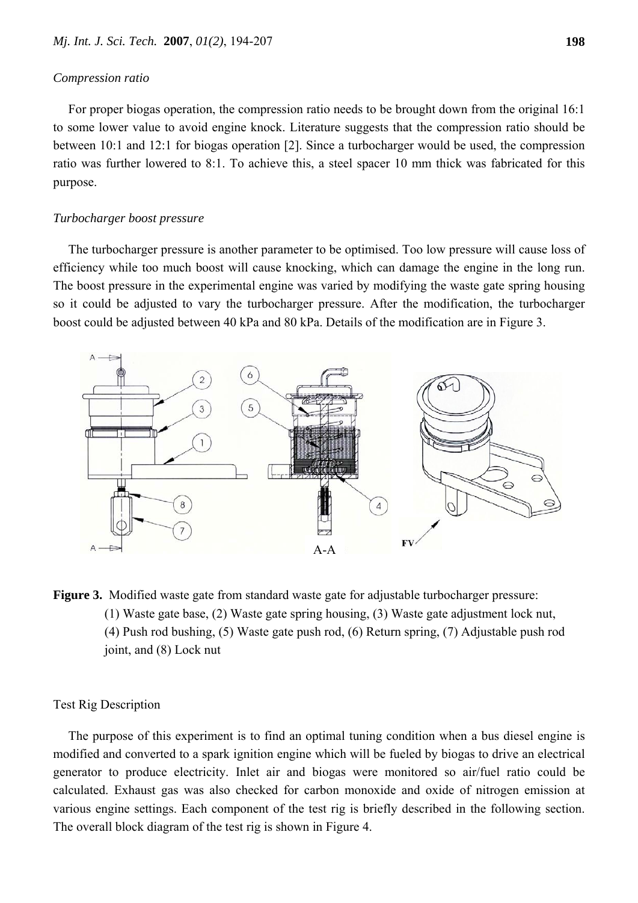*Compression ratio*

For proper biogas operation, the compression ratio needs to be brought down from the original 16:1 to some lower value to avoid engine knock. Literature suggests that the compression ratio should be between 10:1 and 12:1 for biogas operation [2]. Since a turbocharger would be used, the compression ratio was further lowered to 8:1. To achieve this, a steel spacer 10 mm thick was fabricated for this purpose.

*Turbocharger boost pressure*

The turbocharger pressure is another parameter to be optimised. Too low pressure will cause loss of efficiency while too much boost will cause knocking, which can damage the engine in the long run. The boost pressure in the experimental engine was varied by modifying the waste gate spring housing so it could be adjusted to vary the turbocharger pressure. After the modification, the turbocharger boost could be adjusted between 40 kPa and 80 kPa. Details of the modification are in Figure 3.

**Figure 3.** Modified waste gate from standard waste gate for adjustable turbocharger pressure: (1) Waste gate base, (2) Waste gate spring housing, (3) Waste gate adjustment lock nut, (4) Push rod bushing, (5) Waste gate push rod, (6) Return spring, (7) Adjustable push rod joint, and (8) Lock nut

Test Rig Description

The purpose of this experiment is to find an optimal tuning condition when a bus diesel engine is modified and converted to a spark ignition engine which will be fueled by biogas to drive an electrical generator to produce electricity. Inlet air and biogas were monitored so air/fuel ratio could be calculated. Exhaust gas was also checked for carbon monoxide and oxide of nitrogen emission at various engine settings. Each component of the test rig is briefly described in the following section. The overall block diagram of the test rig is shown in Figure 4.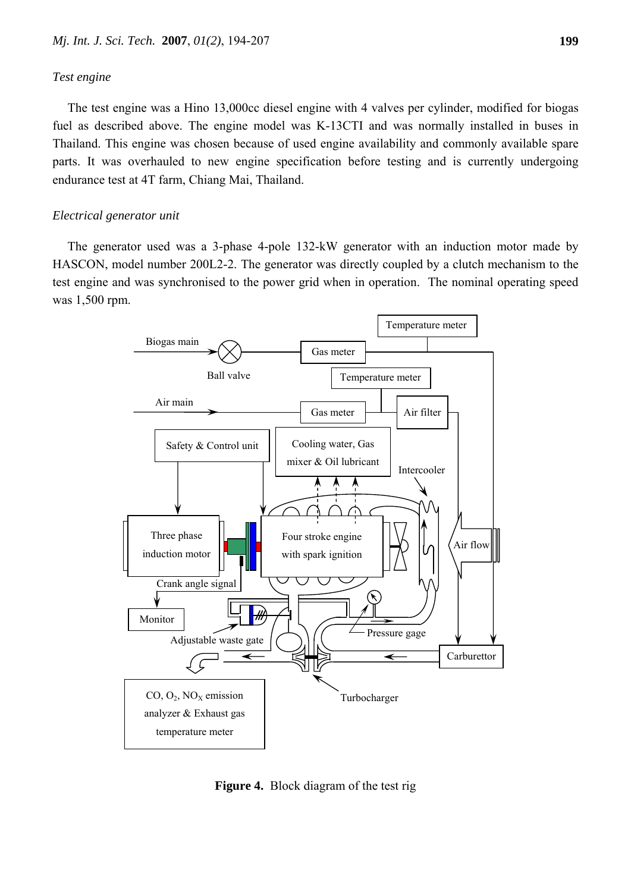*Test engine*

The test engine was a Hino 13,000cc diesel engine with 4 valves per cylinder, modified for biogas fuel as described above. The engine model was K-13CTI and was normally installed in buses in Thailand. This engine was chosen because of used engine availability and commonly available spare parts. It was overhauled to new engine specification before testing and is currently undergoing endurance test at 4T farm, Chiang Mai, Thailand.

*Electrical generator unit*

The generator used was a 3-phase 4-pole 132-kW generator with an induction motor made by HASCON, model number 200L2-2. The generator was directly coupled by a clutch mechanism to the test engine and was synchronised to the power grid when in operation. The nominal operating speed was 1,500 rpm.

**Figure 4.** Block diagram of the test rig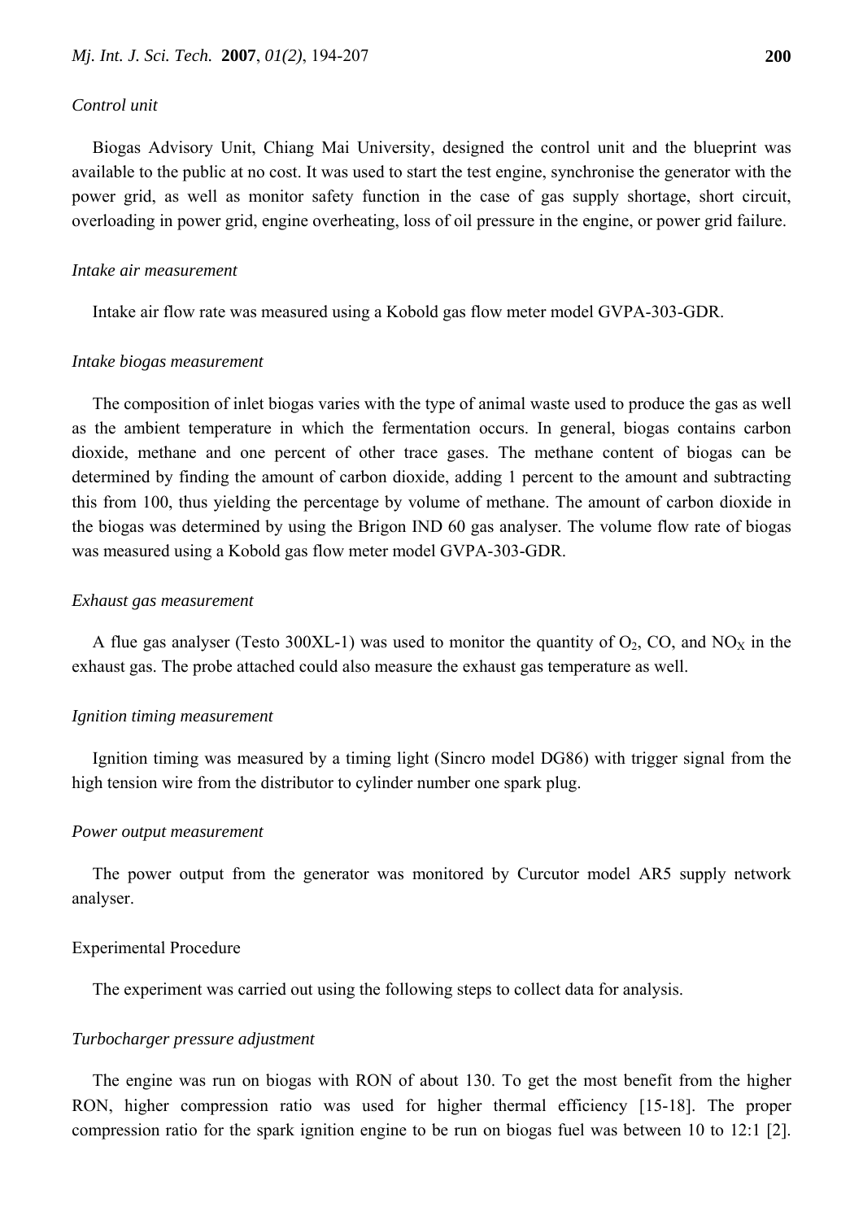*Control unit*

Biogas Advisory Unit, Chiang Mai University, designed the control unit and the blueprint was available to the public at no cost. It was used to start the test engine, synchronise the generator with the power grid, as well as monitor safety function in the case of gas supply shortage, short circuit, overloading in power grid, engine overheating, loss of oil pressure in the engine, or power grid failure.

*Intake air measurement*

Intake air flow rate was measured using a Kobold gas flow meter model GVPA-303-GDR.

*Intake biogas measurement*

The composition of inlet biogas varies with the type of animal waste used to produce the gas as well as the ambient temperature in which the fermentation occurs. In general, biogas contains carbon dioxide, methane and one percent of other trace gases. The methane content of biogas can be determined by finding the amount of carbon dioxide, adding 1 percent to the amount and subtracting this from 100, thus yielding the percentage by volume of methane. The amount of carbon dioxide in the biogas was determined by using the Brigon IND 60 gas analyser. The volume flow rate of biogas was measured using a Kobold gas flow meter model GVPA-303-GDR.

*Exhaust gas measurement*

A flue gas analyser (Testo 300XL-1) was used to monitor the quantity of $O_2$, CO, and $NO_X$ in the exhaust gas. The probe attached could also measure the exhaust gas temperature as well.

*Ignition timing measurement*

Ignition timing was measured by a timing light (Sincro model DG86) with trigger signal from the high tension wire from the distributor to cylinder number one spark plug.

*Power output measurement*

The power output from the generator was monitored by Curcutor model AR5 supply network analyser.

Experimental Procedure

The experiment was carried out using the following steps to collect data for analysis.

*Turbocharger pressure adjustment*

The engine was run on biogas with RON of about 130. To get the most benefit from the higher RON, higher compression ratio was used for higher thermal efficiency [15-18]. The proper compression ratio for the spark ignition engine to be run on biogas fuel was between 10 to 12:1 [2].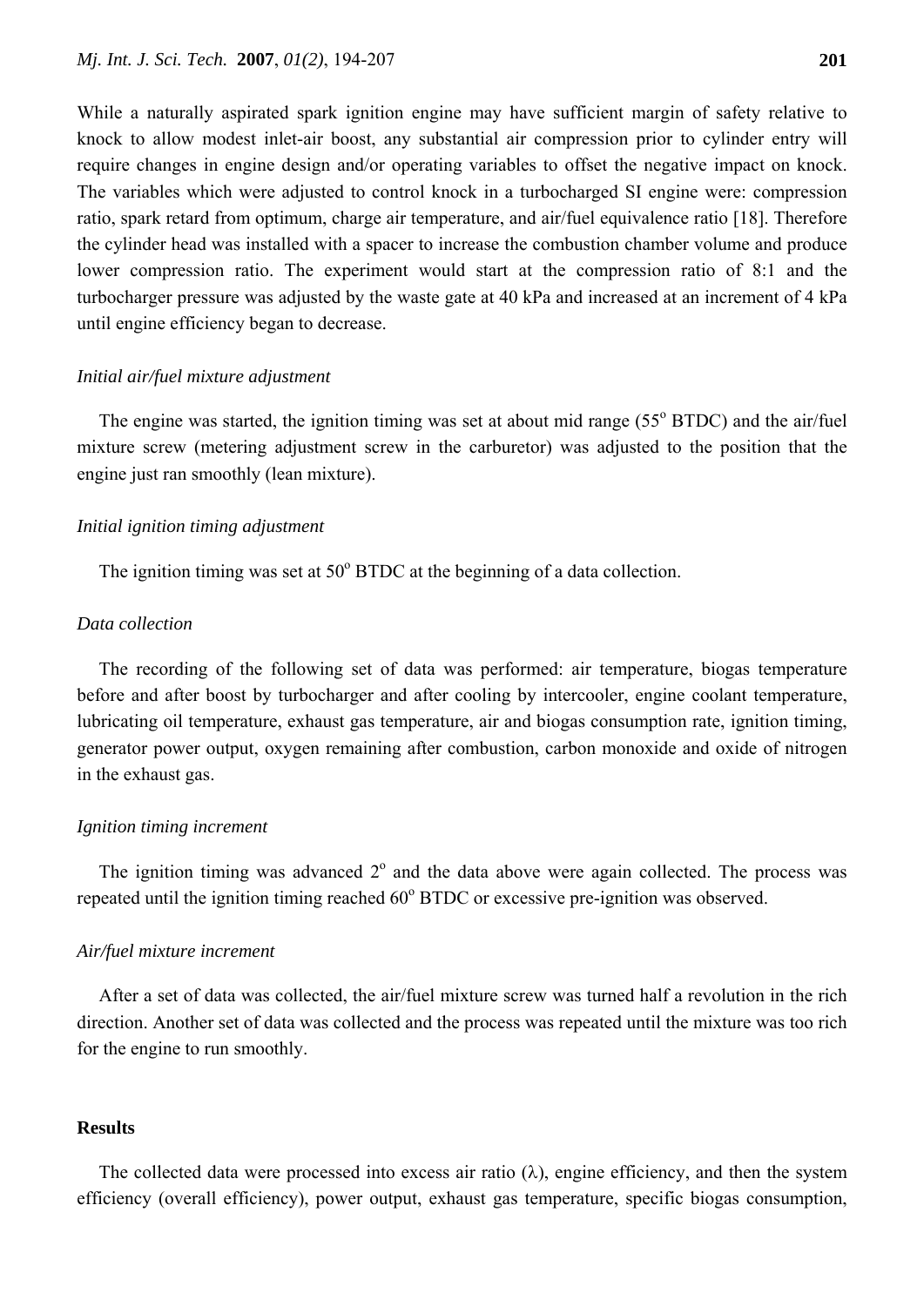While a naturally aspirated spark ignition engine may have sufficient margin of safety relative to knock to allow modest inlet-air boost, any substantial air compression prior to cylinder entry will require changes in engine design and/or operating variables to offset the negative impact on knock. The variables which were adjusted to control knock in a turbocharged SI engine were: compression ratio, spark retard from optimum, charge air temperature, and air/fuel equivalence ratio [18]. Therefore the cylinder head was installed with a spacer to increase the combustion chamber volume and produce lower compression ratio. The experiment would start at the compression ratio of 8:1 and the turbocharger pressure was adjusted by the waste gate at 40 kPa and increased at an increment of 4 kPa until engine efficiency began to decrease.

*Initial air/fuel mixture adjustment*

The engine was started, the ignition timing was set at about mid range (55$^o$ BTDC) and the air/fuel mixture screw (metering adjustment screw in the carburetor) was adjusted to the position that the engine just ran smoothly (lean mixture).

*Initial ignition timing adjustment*

The ignition timing was set at 50$^o$ BTDC at the beginning of a data collection.

*Data collection*

The recording of the following set of data was performed: air temperature, biogas temperature before and after boost by turbocharger and after cooling by intercooler, engine coolant temperature, lubricating oil temperature, exhaust gas temperature, air and biogas consumption rate, ignition timing, generator power output, oxygen remaining after combustion, carbon monoxide and oxide of nitrogen in the exhaust gas.

*Ignition timing increment*

The ignition timing was advanced 2$^o$ and the data above were again collected. The process was repeated until the ignition timing reached 60$^o$ BTDC or excessive pre-ignition was observed.

*Air/fuel mixture increment*

After a set of data was collected, the air/fuel mixture screw was turned half a revolution in the rich direction. Another set of data was collected and the process was repeated until the mixture was too rich for the engine to run smoothly.

## Results

The collected data were processed into excess air ratio ($\lambda$), engine efficiency, and then the system efficiency (overall efficiency), power output, exhaust gas temperature, specific biogas consumption,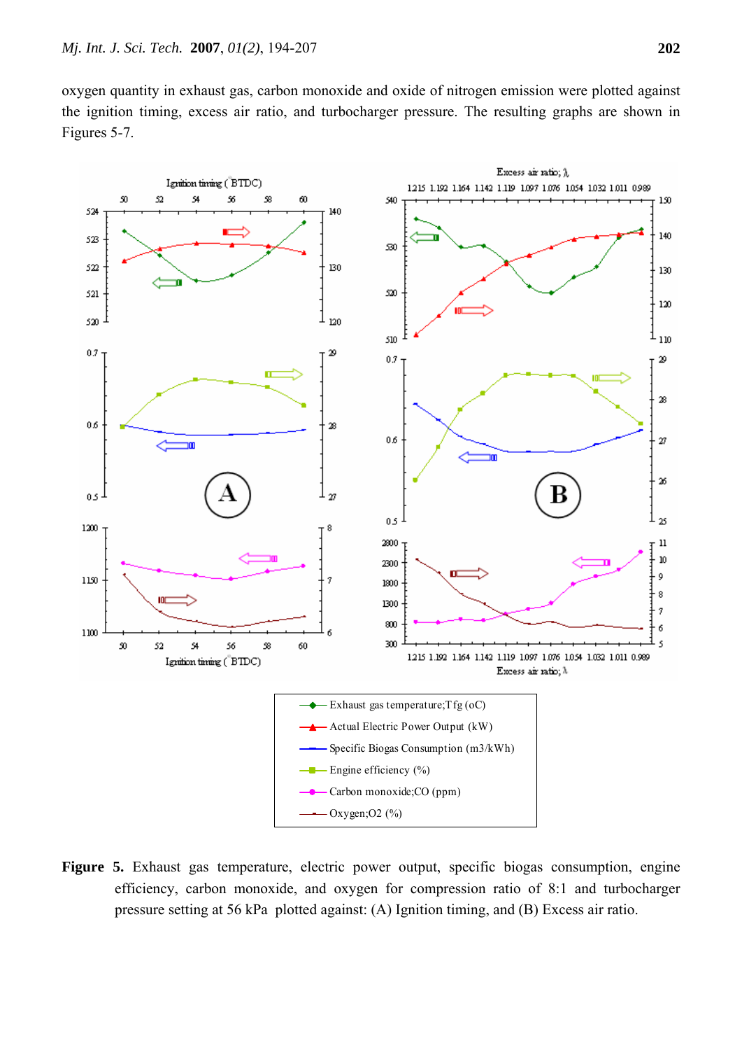oxygen quantity in exhaust gas, carbon monoxide and oxide of nitrogen emission were plotted against the ignition timing, excess air ratio, and turbocharger pressure. The resulting graphs are shown in Figures 5-7.

**Figure 5.** Exhaust gas temperature, electric power output, specific biogas consumption, engine efficiency, carbon monoxide, and oxygen for compression ratio of 8:1 and turbocharger pressure setting at 56 kPa plotted against: (A) Ignition timing, and (B) Excess air ratio.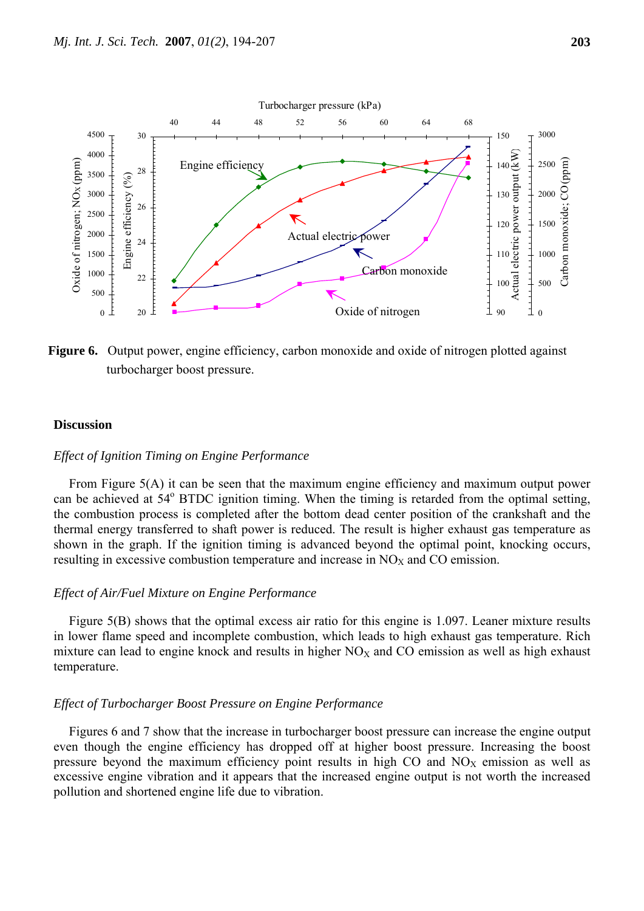**Figure 6.** Output power, engine efficiency, carbon monoxide and oxide of nitrogen plotted against turbocharger boost pressure.

## Discussion

### *Effect of Ignition Timing on Engine Performance*

From Figure 5(A) it can be seen that the maximum engine efficiency and maximum output power can be achieved at 54° BTDC ignition timing. When the timing is retarded from the optimal setting, the combustion process is completed after the bottom dead center position of the crankshaft and the thermal energy transferred to shaft power is reduced. The result is higher exhaust gas temperature as shown in the graph. If the ignition timing is advanced beyond the optimal point, knocking occurs, resulting in excessive combustion temperature and increase in $NO_X$ and CO emission.

### *Effect of Air/Fuel Mixture on Engine Performance*

Figure 5(B) shows that the optimal excess air ratio for this engine is 1.097. Leaner mixture results in lower flame speed and incomplete combustion, which leads to high exhaust gas temperature. Rich mixture can lead to engine knock and results in higher $NO_X$ and CO emission as well as high exhaust temperature.

### *Effect of Turbocharger Boost Pressure on Engine Performance*

Figures 6 and 7 show that the increase in turbocharger boost pressure can increase the engine output even though the engine efficiency has dropped off at higher boost pressure. Increasing the boost pressure beyond the maximum efficiency point results in high CO and $NO_X$ emission as well as excessive engine vibration and it appears that the increased engine output is not worth the increased pollution and shortened engine life due to vibration.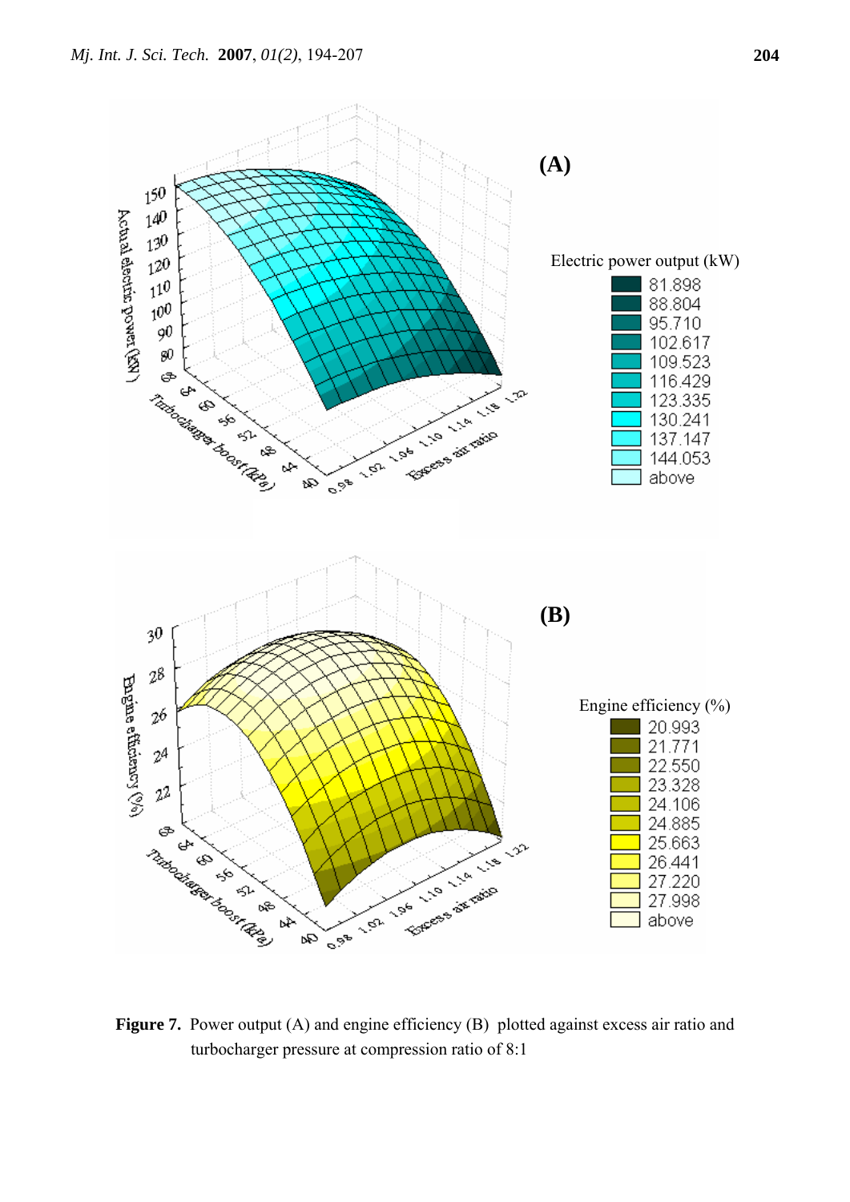**Figure 7.** Power output (A) and engine efficiency (B) plotted against excess air ratio and turbocharger pressure at compression ratio of 8:1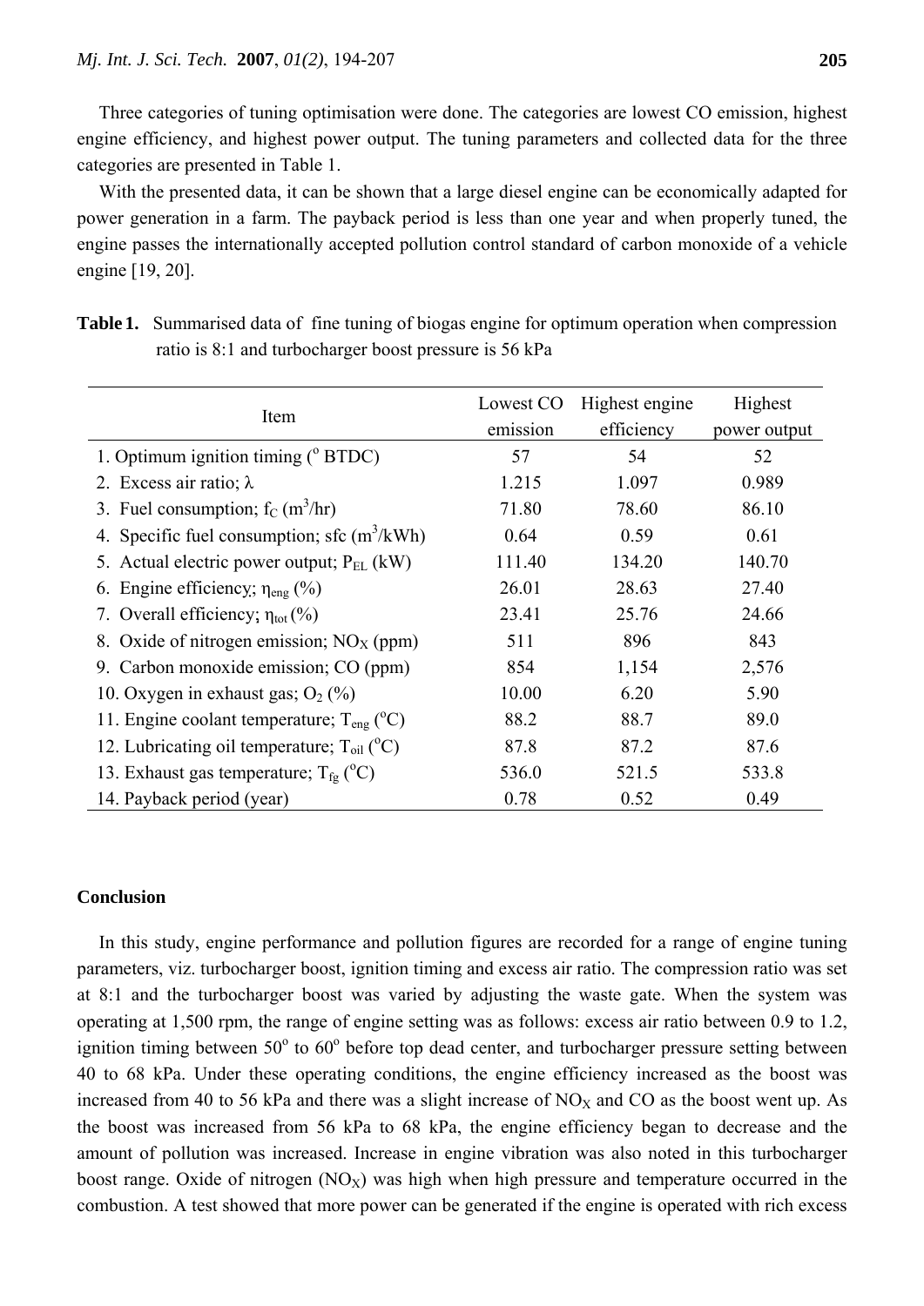Three categories of tuning optimisation were done. The categories are lowest CO emission, highest engine efficiency, and highest power output. The tuning parameters and collected data for the three categories are presented in Table 1.

With the presented data, it can be shown that a large diesel engine can be economically adapted for power generation in a farm. The payback period is less than one year and when properly tuned, the engine passes the internationally accepted pollution control standard of carbon monoxide of a vehicle engine [19, 20].

**Table 1.** Summarised data of fine tuning of biogas engine for optimum operation when compression ratio is 8:1 and turbocharger boost pressure is 56 kPa

| Item | Lowest CO emission | Highest engine efficiency | Highest power output |
|---|---|---|---|
| 1. Optimum ignition timing (° BTDC) | 57 | 54 | 52 |
| 2. Excess air ratio; $\lambda$ | 1.215 | 1.097 | 0.989 |
| 3. Fuel consumption; $f_C$ ($m^3$/hr) | 71.80 | 78.60 | 86.10 |
| 4. Specific fuel consumption; sfc ($m^3$/kWh) | 0.64 | 0.59 | 0.61 |
| 5. Actual electric power output; $P_{EL}$ (kW) | 111.40 | 134.20 | 140.70 |
| 6. Engine efficiency; $\eta_{eng}$ (%) | 26.01 | 28.63 | 27.40 |
| 7. Overall efficiency; $\eta_{tot}$ (%) | 23.41 | 25.76 | 24.66 |
| 8. Oxide of nitrogen emission; $NO_X$ (ppm) | 511 | 896 | 843 |
| 9. Carbon monoxide emission; CO (ppm) | 854 | 1,154 | 2,576 |
| 10. Oxygen in exhaust gas; $O_2$ (%) | 10.00 | 6.20 | 5.90 |
| 11. Engine coolant temperature; $T_{eng}$ (°C) | 88.2 | 88.7 | 89.0 |
| 12. Lubricating oil temperature; $T_{oil}$ (°C) | 87.8 | 87.2 | 87.6 |
| 13. Exhaust gas temperature; $T_{fg}$ (°C) | 536.0 | 521.5 | 533.8 |
| 14. Payback period (year) | 0.78 | 0.52 | 0.49 |

## Conclusion

In this study, engine performance and pollution figures are recorded for a range of engine tuning parameters, viz. turbocharger boost, ignition timing and excess air ratio. The compression ratio was set at 8:1 and the turbocharger boost was varied by adjusting the waste gate. When the system was operating at 1,500 rpm, the range of engine setting was as follows: excess air ratio between 0.9 to 1.2, ignition timing between 50° to 60° before top dead center, and turbocharger pressure setting between 40 to 68 kPa. Under these operating conditions, the engine efficiency increased as the boost was increased from 40 to 56 kPa and there was a slight increase of $NO_X$ and CO as the boost went up. As the boost was increased from 56 kPa to 68 kPa, the engine efficiency began to decrease and the amount of pollution was increased. Increase in engine vibration was also noted in this turbocharger boost range. Oxide of nitrogen ($NO_X$) was high when high pressure and temperature occurred in the combustion. A test showed that more power can be generated if the engine is operated with rich excess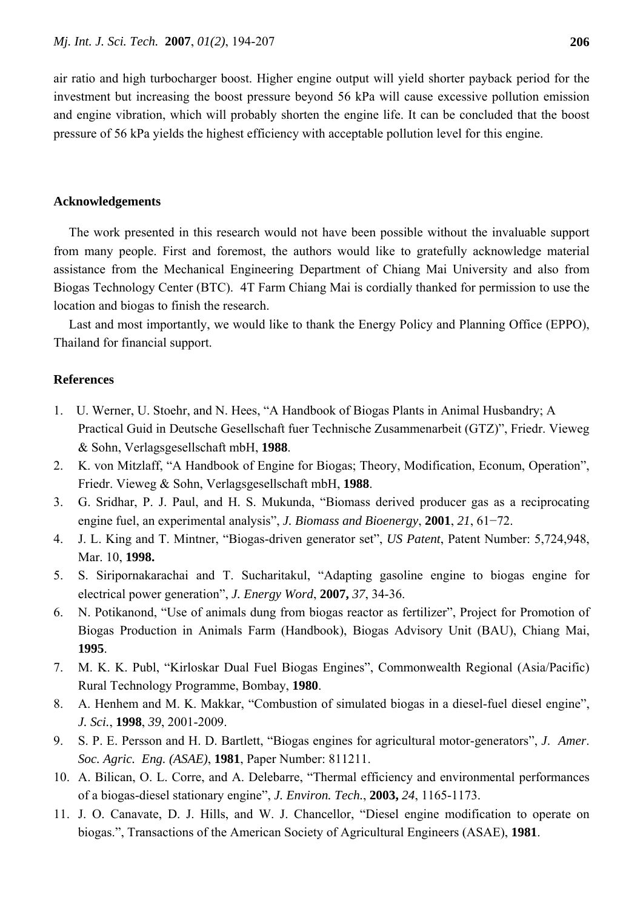air ratio and high turbocharger boost. Higher engine output will yield shorter payback period for the investment but increasing the boost pressure beyond 56 kPa will cause excessive pollution emission and engine vibration, which will probably shorten the engine life. It can be concluded that the boost pressure of 56 kPa yields the highest efficiency with acceptable pollution level for this engine.

## Acknowledgements

The work presented in this research would not have been possible without the invaluable support from many people. First and foremost, the authors would like to gratefully acknowledge material assistance from the Mechanical Engineering Department of Chiang Mai University and also from Biogas Technology Center (BTC). 4T Farm Chiang Mai is cordially thanked for permission to use the location and biogas to finish the research.

Last and most importantly, we would like to thank the Energy Policy and Planning Office (EPPO), Thailand for financial support.

## References

1. U. Werner, U. Stoehr, and N. Hees, "A Handbook of Biogas Plants in Animal Husbandry; A Practical Guid in Deutsche Gesellschaft fuer Technische Zusammenarbeit (GTZ)", Friedr. Vieweg & Sohn, Verlagsgesellschaft mbH, **1988**.
2. K. von Mitzlaff, "A Handbook of Engine for Biogas; Theory, Modification, Econum, Operation", Friedr. Vieweg & Sohn, Verlagsgesellschaft mbH, **1988**.
3. G. Sridhar, P. J. Paul, and H. S. Mukunda, "Biomass derived producer gas as a reciprocating engine fuel, an experimental analysis", *J. Biomass and Bioenergy*, **2001**, *21*, 61−72.
4. J. L. King and T. Mintner, "Biogas-driven generator set", *US Patent*, Patent Number: 5,724,948, Mar. 10, **1998.**
5. S. Siripornakarachai and T. Sucharitakul, "Adapting gasoline engine to biogas engine for electrical power generation", *J. Energy Word*, **2007,** *37*, 34-36.
6. N. Potikanond, "Use of animals dung from biogas reactor as fertilizer", Project for Promotion of Biogas Production in Animals Farm (Handbook), Biogas Advisory Unit (BAU), Chiang Mai, **1995**.
7. M. K. K. Publ, "Kirloskar Dual Fuel Biogas Engines", Commonwealth Regional (Asia/Pacific) Rural Technology Programme, Bombay, **1980**.
8. A. Henhem and M. K. Makkar, "Combustion of simulated biogas in a diesel-fuel diesel engine", *J. Sci.*, **1998**, *39*, 2001-2009.
9. S. P. E. Persson and H. D. Bartlett, "Biogas engines for agricultural motor-generators", *J. Amer. Soc. Agric. Eng. (ASAE)*, **1981**, Paper Number: 811211.
10. A. Bilican, O. L. Corre, and A. Delebarre, "Thermal efficiency and environmental performances of a biogas-diesel stationary engine", *J. Environ. Tech.*, **2003,** *24*, 1165-1173.
11. J. O. Canavate, D. J. Hills, and W. J. Chancellor, "Diesel engine modification to operate on biogas.", Transactions of the American Society of Agricultural Engineers (ASAE), **1981**.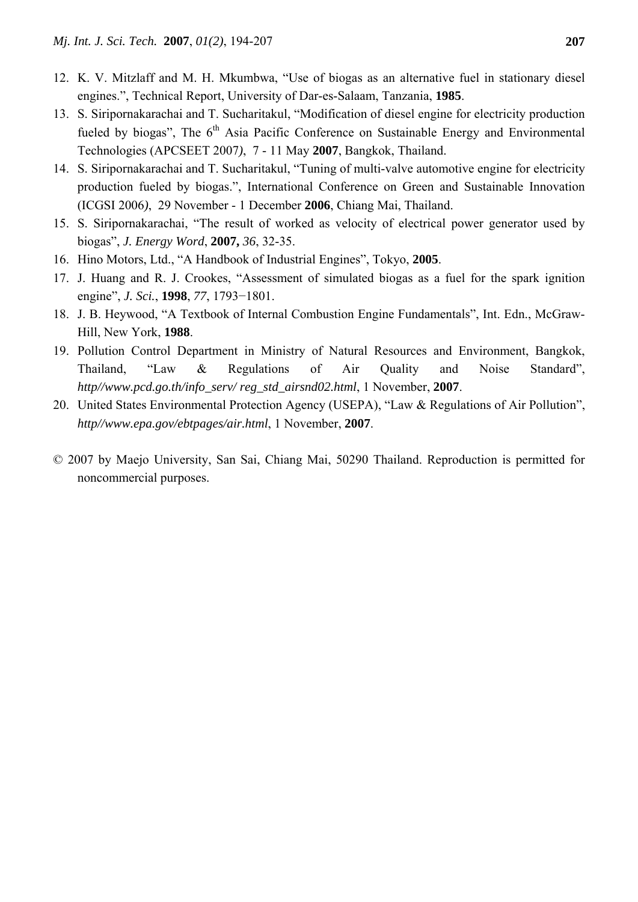12. K. V. Mitzlaff and M. H. Mkumbwa, “Use of biogas as an alternative fuel in stationary diesel engines.”, Technical Report, University of Dar-es-Salaam, Tanzania, **1985**.
13. S. Siripornakarachai and T. Sucharitakul, “Modification of diesel engine for electricity production fueled by biogas”, The 6th Asia Pacific Conference on Sustainable Energy and Environmental Technologies (APCSEET 2007), 7 - 11 May **2007**, Bangkok, Thailand.
14. S. Siripornakarachai and T. Sucharitakul, “Tuning of multi-valve automotive engine for electricity production fueled by biogas.”, International Conference on Green and Sustainable Innovation (ICGSI 2006), 29 November - 1 December **2006**, Chiang Mai, Thailand.
15. S. Siripornakarachai, “The result of worked as velocity of electrical power generator used by biogas”, *J. Energy Word*, **2007,** *36*, 32-35.
16. Hino Motors, Ltd., “A Handbook of Industrial Engines”, Tokyo, **2005**.
17. J. Huang and R. J. Crookes, “Assessment of simulated biogas as a fuel for the spark ignition engine”, *J. Sci.*, **1998**, *77*, 1793−1801.
18. J. B. Heywood, “A Textbook of Internal Combustion Engine Fundamentals”, Int. Edn., McGraw-Hill, New York, **1988**.
19. Pollution Control Department in Ministry of Natural Resources and Environment, Bangkok, Thailand, “Law & Regulations of Air Quality and Noise Standard”, *http//www.pcd.go.th/info_serv/ reg_std_airsnd02.html*, 1 November, **2007**.
20. United States Environmental Protection Agency (USEPA), “Law & Regulations of Air Pollution”, *http//www.epa.gov/ebtpages/air.html*, 1 November, **2007**.

© 2007 by Maejo University, San Sai, Chiang Mai, 50290 Thailand. Reproduction is permitted for noncommercial purposes.